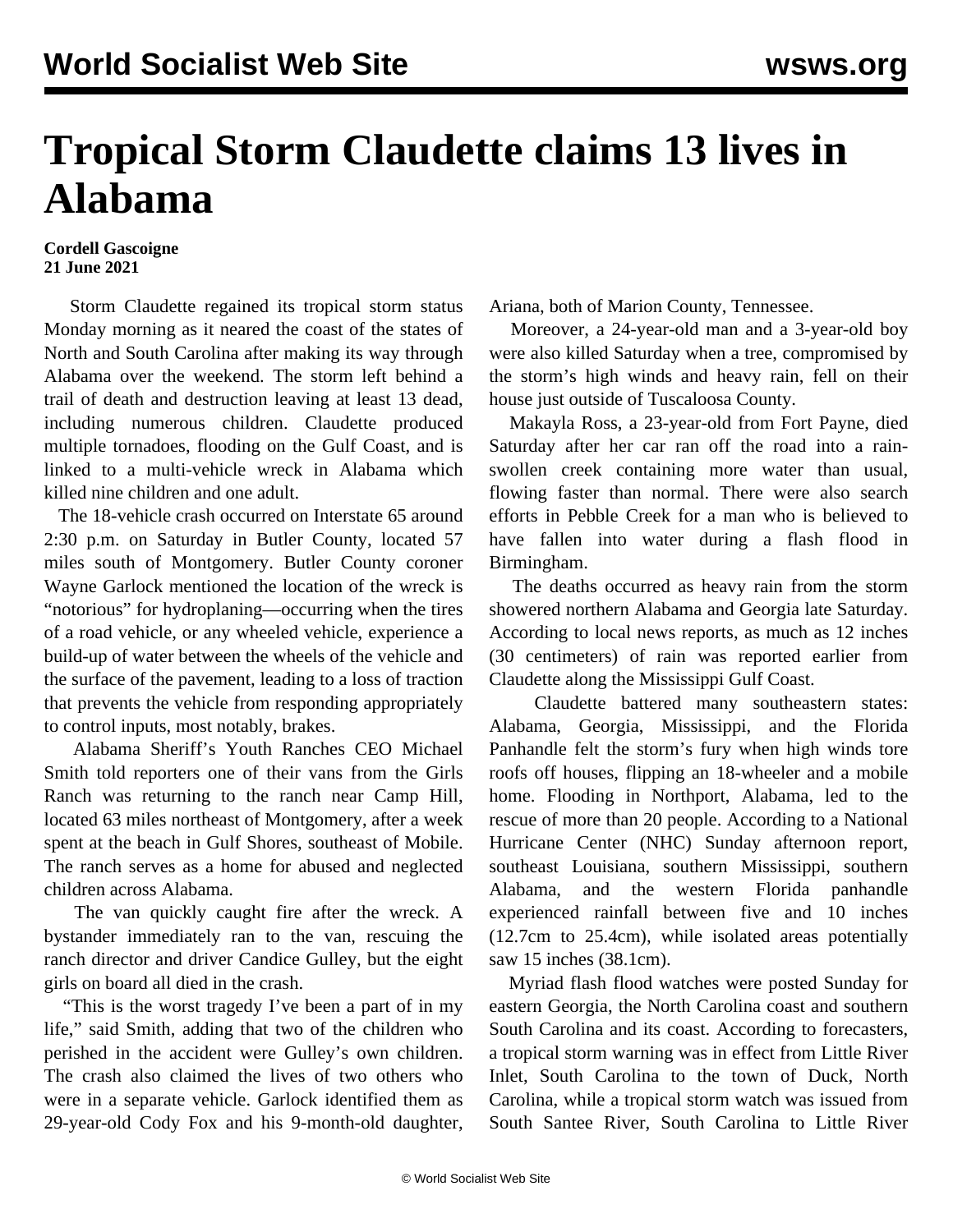# Tropical Storm Claudette claims 13 lives in Alabama

**Cordell Gascoigne**
**21 June 2021**

Storm Claudette regained its tropical storm status Monday morning as it neared the coast of the states of North and South Carolina after making its way through Alabama over the weekend. The storm left behind a trail of death and destruction leaving at least 13 dead, including numerous children. Claudette produced multiple tornadoes, flooding on the Gulf Coast, and is linked to a multi-vehicle wreck in Alabama which killed nine children and one adult.

The 18-vehicle crash occurred on Interstate 65 around 2:30 p.m. on Saturday in Butler County, located 57 miles south of Montgomery. Butler County coroner Wayne Garlock mentioned the location of the wreck is "notorious" for hydroplaning—occurring when the tires of a road vehicle, or any wheeled vehicle, experience a build-up of water between the wheels of the vehicle and the surface of the pavement, leading to a loss of traction that prevents the vehicle from responding appropriately to control inputs, most notably, brakes.

Alabama Sheriff's Youth Ranches CEO Michael Smith told reporters one of their vans from the Girls Ranch was returning to the ranch near Camp Hill, located 63 miles northeast of Montgomery, after a week spent at the beach in Gulf Shores, southeast of Mobile. The ranch serves as a home for abused and neglected children across Alabama.

The van quickly caught fire after the wreck. A bystander immediately ran to the van, rescuing the ranch director and driver Candice Gulley, but the eight girls on board all died in the crash.

"This is the worst tragedy I've been a part of in my life," said Smith, adding that two of the children who perished in the accident were Gulley's own children. The crash also claimed the lives of two others who were in a separate vehicle. Garlock identified them as 29-year-old Cody Fox and his 9-month-old daughter, Ariana, both of Marion County, Tennessee.

Moreover, a 24-year-old man and a 3-year-old boy were also killed Saturday when a tree, compromised by the storm's high winds and heavy rain, fell on their house just outside of Tuscaloosa County.

Makayla Ross, a 23-year-old from Fort Payne, died Saturday after her car ran off the road into a rain-swollen creek containing more water than usual, flowing faster than normal. There were also search efforts in Pebble Creek for a man who is believed to have fallen into water during a flash flood in Birmingham.

The deaths occurred as heavy rain from the storm showered northern Alabama and Georgia late Saturday. According to local news reports, as much as 12 inches (30 centimeters) of rain was reported earlier from Claudette along the Mississippi Gulf Coast.

Claudette battered many southeastern states: Alabama, Georgia, Mississippi, and the Florida Panhandle felt the storm's fury when high winds tore roofs off houses, flipping an 18-wheeler and a mobile home. Flooding in Northport, Alabama, led to the rescue of more than 20 people. According to a National Hurricane Center (NHC) Sunday afternoon report, southeast Louisiana, southern Mississippi, southern Alabama, and the western Florida panhandle experienced rainfall between five and 10 inches (12.7cm to 25.4cm), while isolated areas potentially saw 15 inches (38.1cm).

Myriad flash flood watches were posted Sunday for eastern Georgia, the North Carolina coast and southern South Carolina and its coast. According to forecasters, a tropical storm warning was in effect from Little River Inlet, South Carolina to the town of Duck, North Carolina, while a tropical storm watch was issued from South Santee River, South Carolina to Little River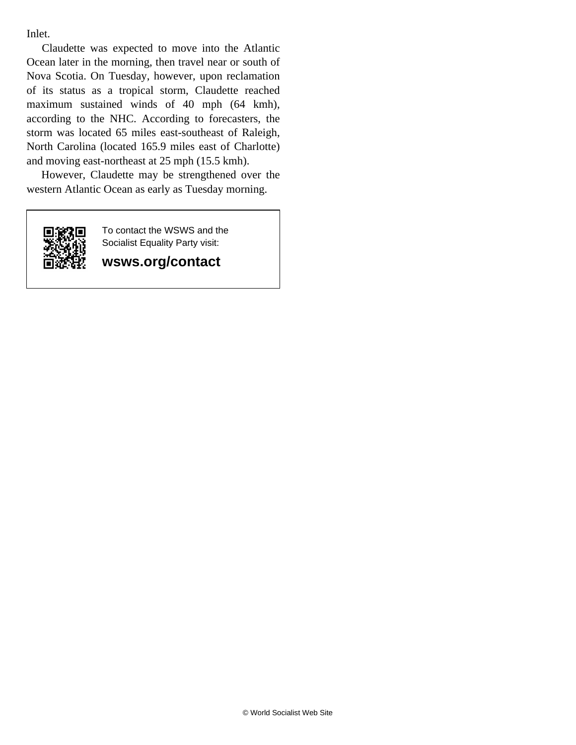Inlet.

Claudette was expected to move into the Atlantic Ocean later in the morning, then travel near or south of Nova Scotia. On Tuesday, however, upon reclamation of its status as a tropical storm, Claudette reached maximum sustained winds of 40 mph (64 kmh), according to the NHC. According to forecasters, the storm was located 65 miles east-southeast of Raleigh, North Carolina (located 165.9 miles east of Charlotte) and moving east-northeast at 25 mph (15.5 kmh).

However, Claudette may be strengthened over the western Atlantic Ocean as early as Tuesday morning.

To contact the WSWS and the Socialist Equality Party visit:

**wsws.org/contact**